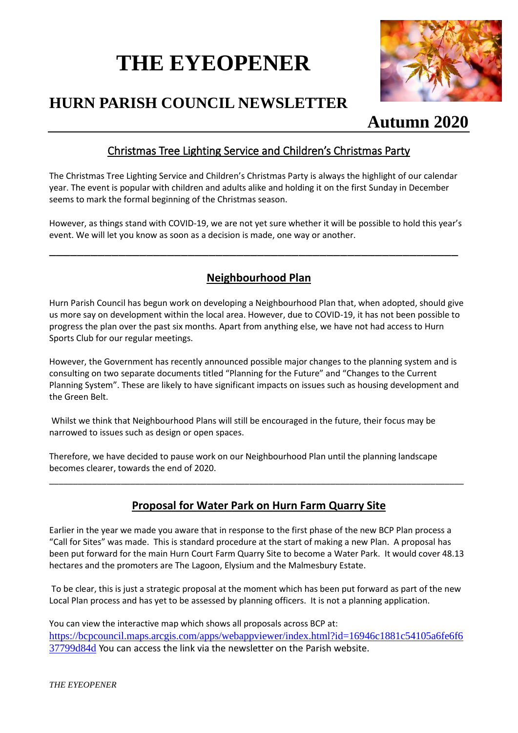# THE EYEOPENER

## HURN PARISH COUNCIL NEWSLETTER

## Autumn 2020

### Christmas Tree Lighting Service and Children's Christmas Party

The Christmas Tree Lighting Service and Children's Christmas Party is always the highlight of our calendar year. The event is popular with children and adults alike and holding it on the first Sunday in December seems to mark the formal beginning of the Christmas season.

However, as things stand with COVID-19, we are not yet sure whether it will be possible to hold this year's event. We will let you know as soon as a decision is made, one way or another.

---

### Neighbourhood Plan

Hurn Parish Council has begun work on developing a Neighbourhood Plan that, when adopted, should give us more say on development within the local area. However, due to COVID-19, it has not been possible to progress the plan over the past six months. Apart from anything else, we have not had access to Hurn Sports Club for our regular meetings.

However, the Government has recently announced possible major changes to the planning system and is consulting on two separate documents titled "Planning for the Future" and "Changes to the Current Planning System". These are likely to have significant impacts on issues such as housing development and the Green Belt.

Whilst we think that Neighbourhood Plans will still be encouraged in the future, their focus may be narrowed to issues such as design or open spaces.

Therefore, we have decided to pause work on our Neighbourhood Plan until the planning landscape becomes clearer, towards the end of 2020.

---

### Proposal for Water Park on Hurn Farm Quarry Site

Earlier in the year we made you aware that in response to the first phase of the new BCP Plan process a "Call for Sites" was made. This is standard procedure at the start of making a new Plan. A proposal has been put forward for the main Hurn Court Farm Quarry Site to become a Water Park. It would cover 48.13 hectares and the promoters are The Lagoon, Elysium and the Malmesbury Estate.

To be clear, this is just a strategic proposal at the moment which has been put forward as part of the new Local Plan process and has yet to be assessed by planning officers. It is not a planning application.

You can view the interactive map which shows all proposals across BCP at: https://bcpcouncil.maps.arcgis.com/apps/webappviewer/index.html?id=16946c1881c54105a6fe6f637799d84d You can access the link via the newsletter on the Parish website.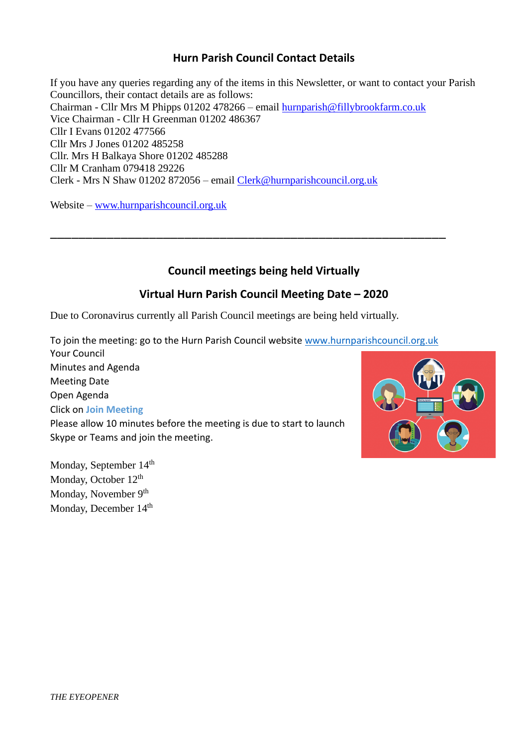## Hurn Parish Council Contact Details

If you have any queries regarding any of the items in this Newsletter, or want to contact your Parish Councillors, their contact details are as follows:
Chairman - Cllr Mrs M Phipps 01202 478266 – email hurnparish@fillybrookfarm.co.uk
Vice Chairman - Cllr H Greenman 01202 486367
Cllr I Evans 01202 477566
Cllr Mrs J Jones 01202 485258
Cllr. Mrs H Balkaya Shore 01202 485288
Cllr M Cranham 079418 29226
Clerk - Mrs N Shaw 01202 872056 – email Clerk@hurnparishcouncil.org.uk

Website – www.hurnparishcouncil.org.uk

---

## Council meetings being held Virtually

### Virtual Hurn Parish Council Meeting Date – 2020

Due to Coronavirus currently all Parish Council meetings are being held virtually.

To join the meeting: go to the Hurn Parish Council website www.hurnparishcouncil.org.uk
Your Council
Minutes and Agenda
Meeting Date
Open Agenda
Click on **Join Meeting**
Please allow 10 minutes before the meeting is due to start to launch Skype or Teams and join the meeting.

Monday, September 14th
Monday, October 12th
Monday, November 9th
Monday, December 14th

*THE EYEOPENER*